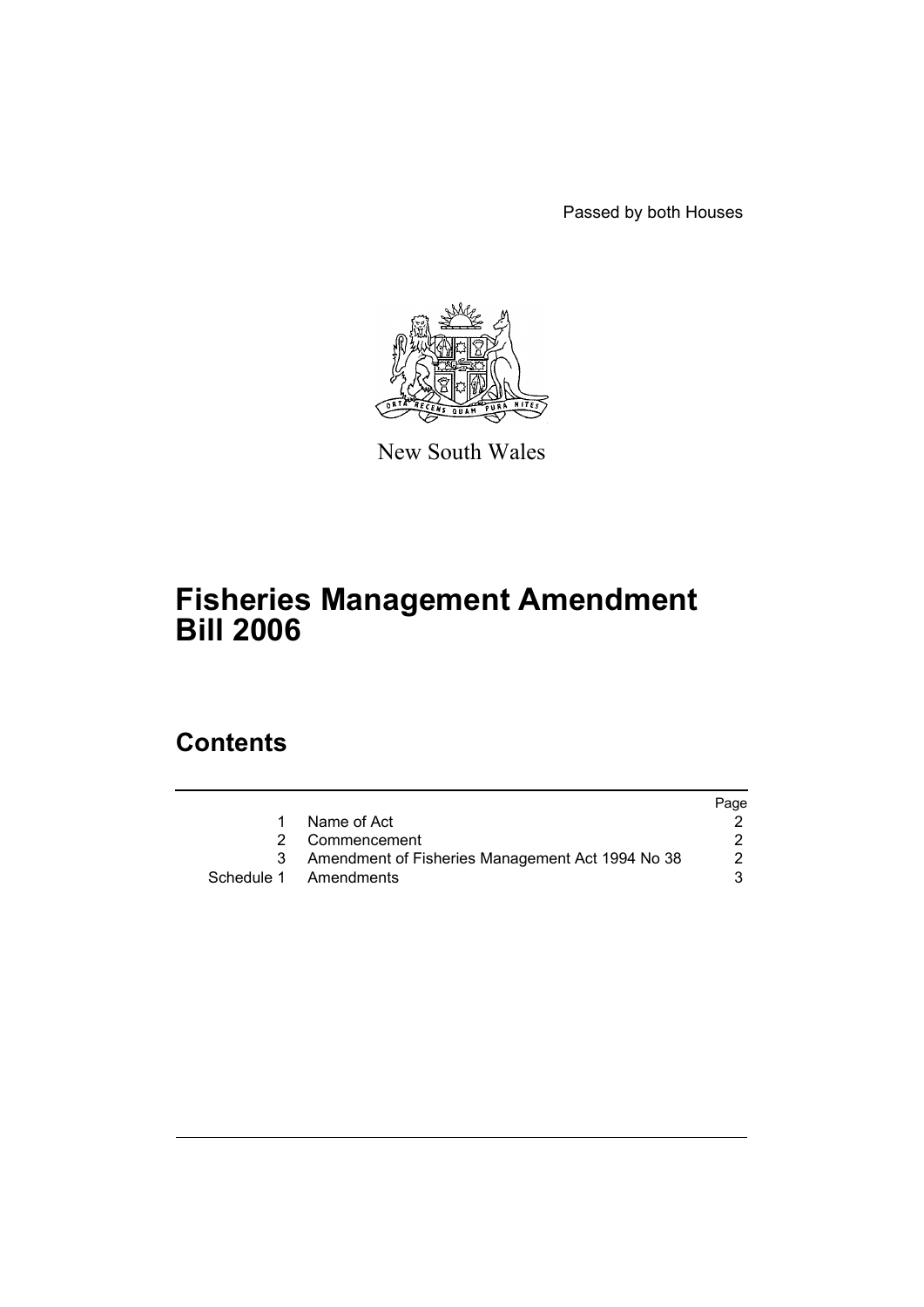Passed by both Houses

New South Wales

# Fisheries Management Amendment Bill 2006

## Contents

| | | Page |
|---|---|---|
| 1 | Name of Act | 2 |
| 2 | Commencement | 2 |
| 3 | Amendment of Fisheries Management Act 1994 No 38 | 2 |
| Schedule 1 | Amendments | 3 |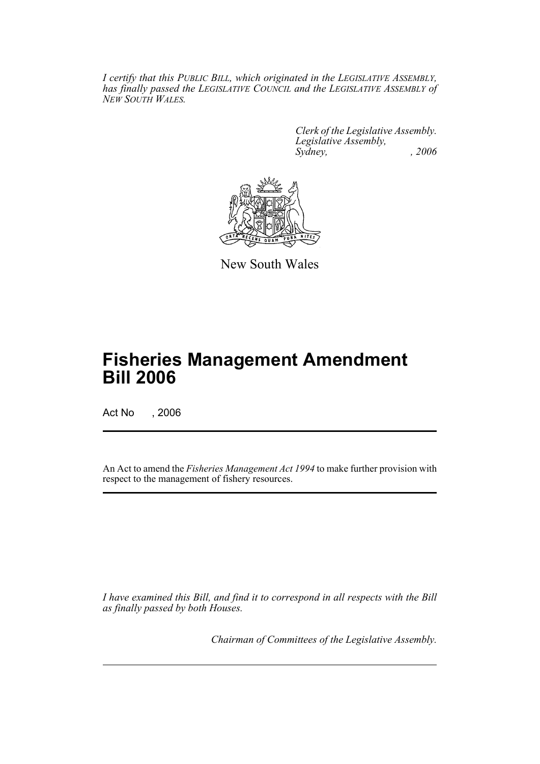*I certify that this PUBLIC BILL, which originated in the LEGISLATIVE ASSEMBLY, has finally passed the LEGISLATIVE COUNCIL and the LEGISLATIVE ASSEMBLY of NEW SOUTH WALES.*

*Clerk of the Legislative Assembly.*
*Legislative Assembly,*
*Sydney, , 2006*

New South Wales

# Fisheries Management Amendment Bill 2006

Act No , 2006

An Act to amend the *Fisheries Management Act 1994* to make further provision with respect to the management of fishery resources.

*I have examined this Bill, and find it to correspond in all respects with the Bill as finally passed by both Houses.*

*Chairman of Committees of the Legislative Assembly.*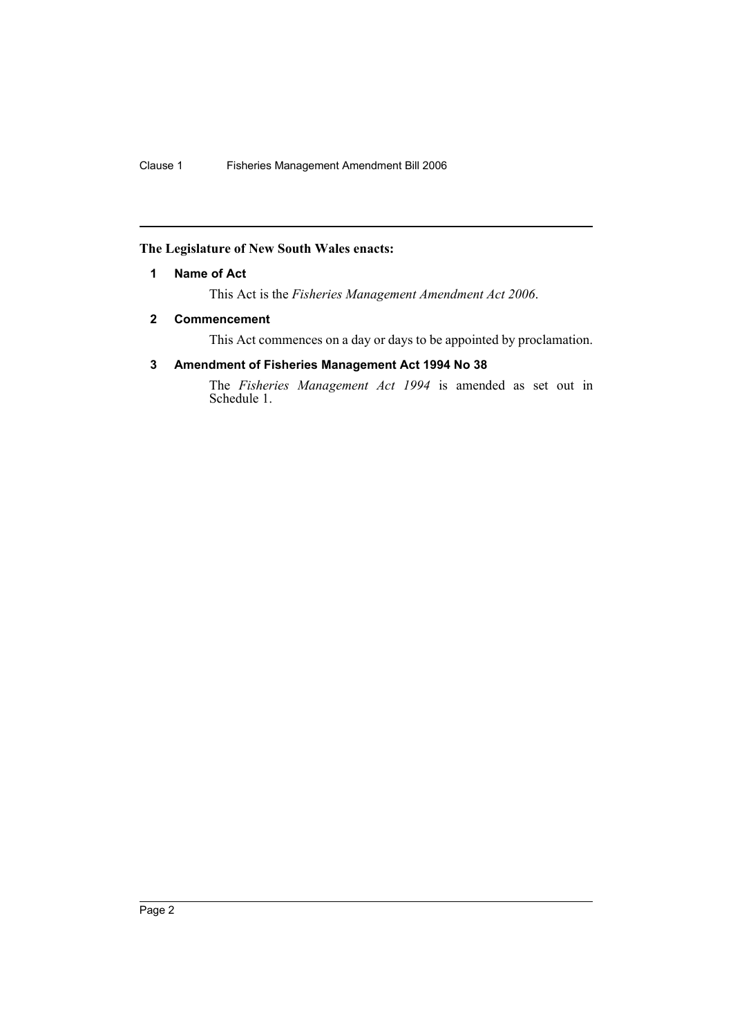**The Legislature of New South Wales enacts:**

## 1 Name of Act

This Act is the *Fisheries Management Amendment Act 2006*.

## 2 Commencement

This Act commences on a day or days to be appointed by proclamation.

## 3 Amendment of Fisheries Management Act 1994 No 38

The *Fisheries Management Act 1994* is amended as set out in Schedule 1.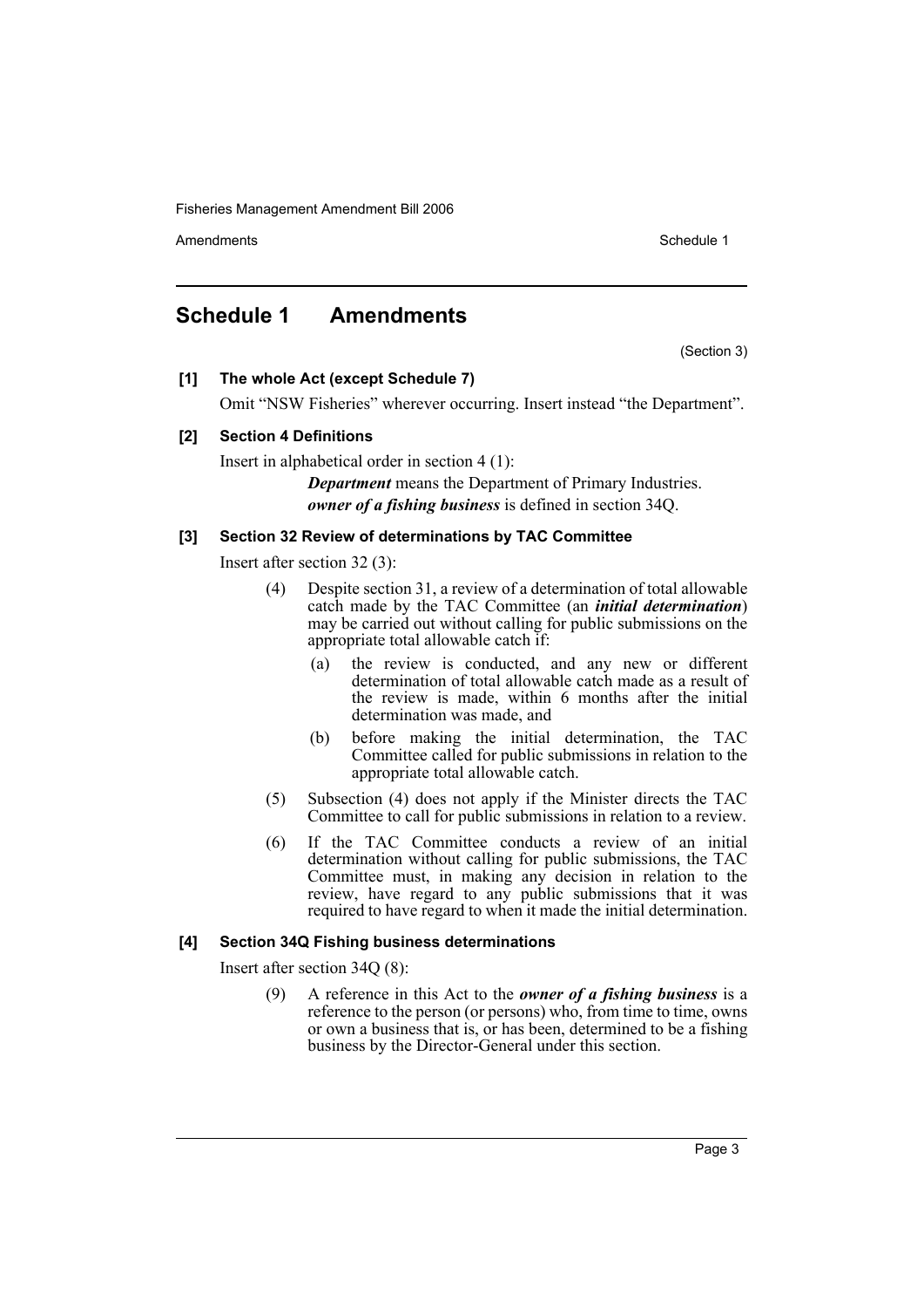## Schedule 1 Amendments

(Section 3)

**[1] The whole Act (except Schedule 7)**

Omit "NSW Fisheries" wherever occurring. Insert instead "the Department".

**[2] Section 4 Definitions**

Insert in alphabetical order in section 4 (1):

> ***Department*** means the Department of Primary Industries.
>
> ***owner of a fishing business*** is defined in section 34Q.

**[3] Section 32 Review of determinations by TAC Committee**

Insert after section 32 (3):

(4) Despite section 31, a review of a determination of total allowable catch made by the TAC Committee (an ***initial determination***) may be carried out without calling for public submissions on the appropriate total allowable catch if:

- (a) the review is conducted, and any new or different determination of total allowable catch made as a result of the review is made, within 6 months after the initial determination was made, and
- (b) before making the initial determination, the TAC Committee called for public submissions in relation to the appropriate total allowable catch.

(5) Subsection (4) does not apply if the Minister directs the TAC Committee to call for public submissions in relation to a review.

(6) If the TAC Committee conducts a review of an initial determination without calling for public submissions, the TAC Committee must, in making any decision in relation to the review, have regard to any public submissions that it was required to have regard to when it made the initial determination.

**[4] Section 34Q Fishing business determinations**

Insert after section 34Q (8):

(9) A reference in this Act to the ***owner of a fishing business*** is a reference to the person (or persons) who, from time to time, owns or own a business that is, or has been, determined to be a fishing business by the Director-General under this section.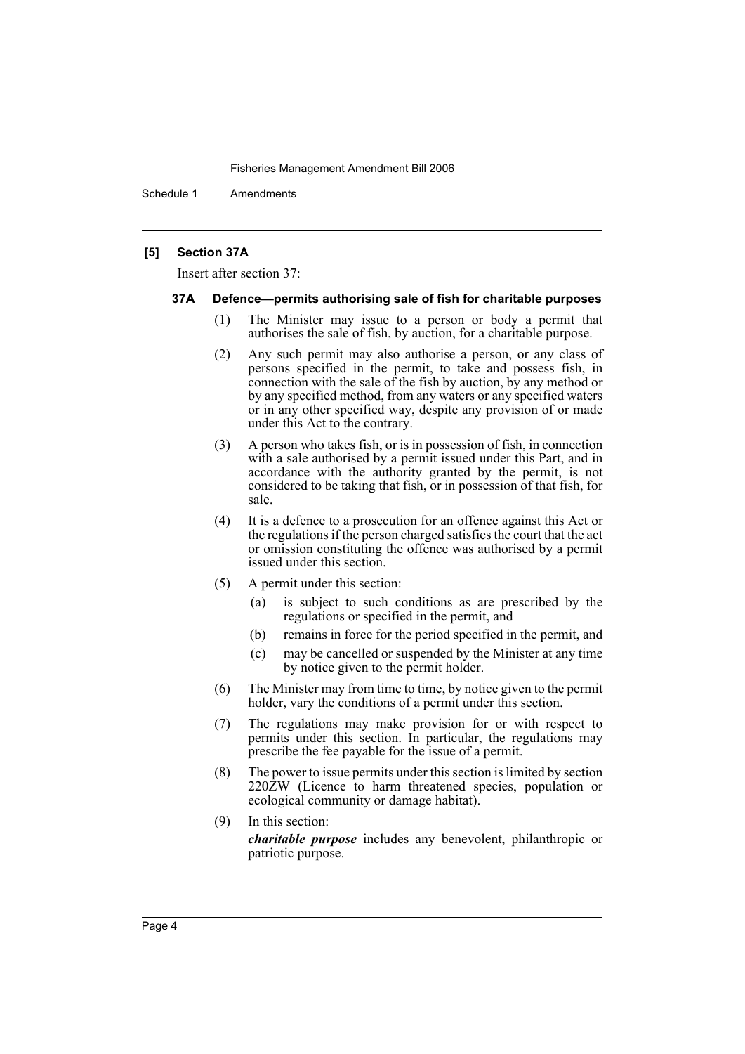## [5] Section 37A

Insert after section 37:

### 37A Defence—permits authorising sale of fish for charitable purposes

(1) The Minister may issue to a person or body a permit that authorises the sale of fish, by auction, for a charitable purpose.

(2) Any such permit may also authorise a person, or any class of persons specified in the permit, to take and possess fish, in connection with the sale of the fish by auction, by any method or by any specified method, from any waters or any specified waters or in any other specified way, despite any provision of or made under this Act to the contrary.

(3) A person who takes fish, or is in possession of fish, in connection with a sale authorised by a permit issued under this Part, and in accordance with the authority granted by the permit, is not considered to be taking that fish, or in possession of that fish, for sale.

(4) It is a defence to a prosecution for an offence against this Act or the regulations if the person charged satisfies the court that the act or omission constituting the offence was authorised by a permit issued under this section.

(5) A permit under this section:

- (a) is subject to such conditions as are prescribed by the regulations or specified in the permit, and
- (b) remains in force for the period specified in the permit, and
- (c) may be cancelled or suspended by the Minister at any time by notice given to the permit holder.

(6) The Minister may from time to time, by notice given to the permit holder, vary the conditions of a permit under this section.

(7) The regulations may make provision for or with respect to permits under this section. In particular, the regulations may prescribe the fee payable for the issue of a permit.

(8) The power to issue permits under this section is limited by section 220ZW (Licence to harm threatened species, population or ecological community or damage habitat).

(9) In this section:

***charitable purpose*** includes any benevolent, philanthropic or patriotic purpose.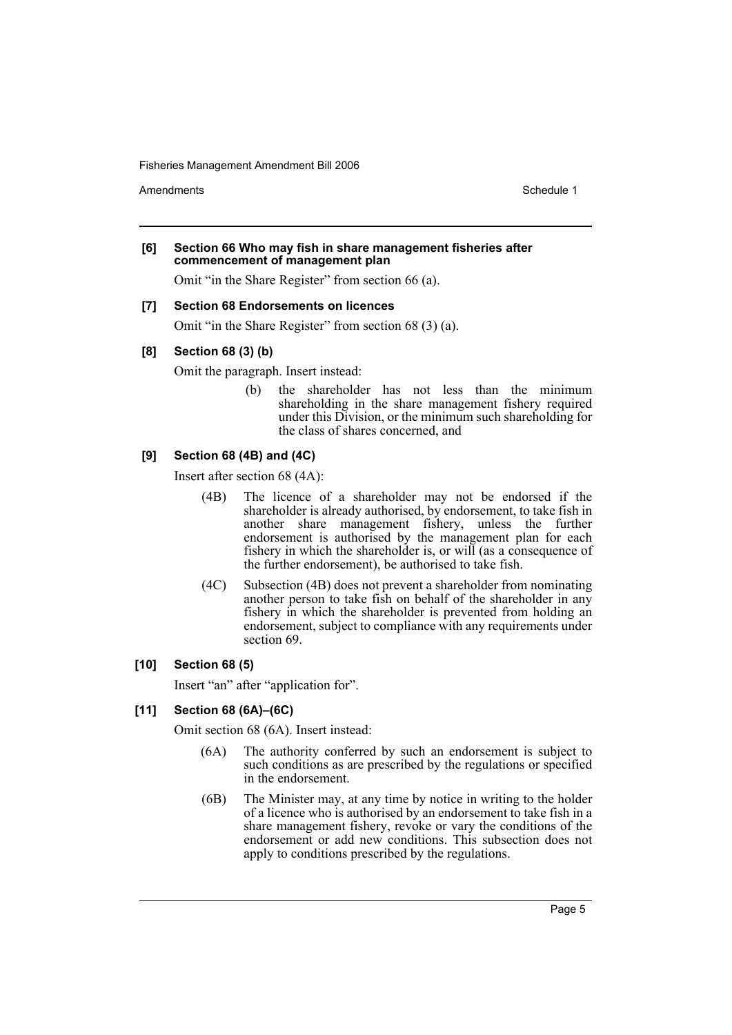**[6] Section 66 Who may fish in share management fisheries after commencement of management plan**

Omit "in the Share Register" from section 66 (a).

**[7] Section 68 Endorsements on licences**

Omit "in the Share Register" from section 68 (3) (a).

**[8] Section 68 (3) (b)**

Omit the paragraph. Insert instead:

> (b) the shareholder has not less than the minimum shareholding in the share management fishery required under this Division, or the minimum such shareholding for the class of shares concerned, and

**[9] Section 68 (4B) and (4C)**

Insert after section 68 (4A):

> (4B) The licence of a shareholder may not be endorsed if the shareholder is already authorised, by endorsement, to take fish in another share management fishery, unless the further endorsement is authorised by the management plan for each fishery in which the shareholder is, or will (as a consequence of the further endorsement), be authorised to take fish.
>
> (4C) Subsection (4B) does not prevent a shareholder from nominating another person to take fish on behalf of the shareholder in any fishery in which the shareholder is prevented from holding an endorsement, subject to compliance with any requirements under section 69.

**[10] Section 68 (5)**

Insert "an" after "application for".

**[11] Section 68 (6A)–(6C)**

Omit section 68 (6A). Insert instead:

> (6A) The authority conferred by such an endorsement is subject to such conditions as are prescribed by the regulations or specified in the endorsement.
>
> (6B) The Minister may, at any time by notice in writing to the holder of a licence who is authorised by an endorsement to take fish in a share management fishery, revoke or vary the conditions of the endorsement or add new conditions. This subsection does not apply to conditions prescribed by the regulations.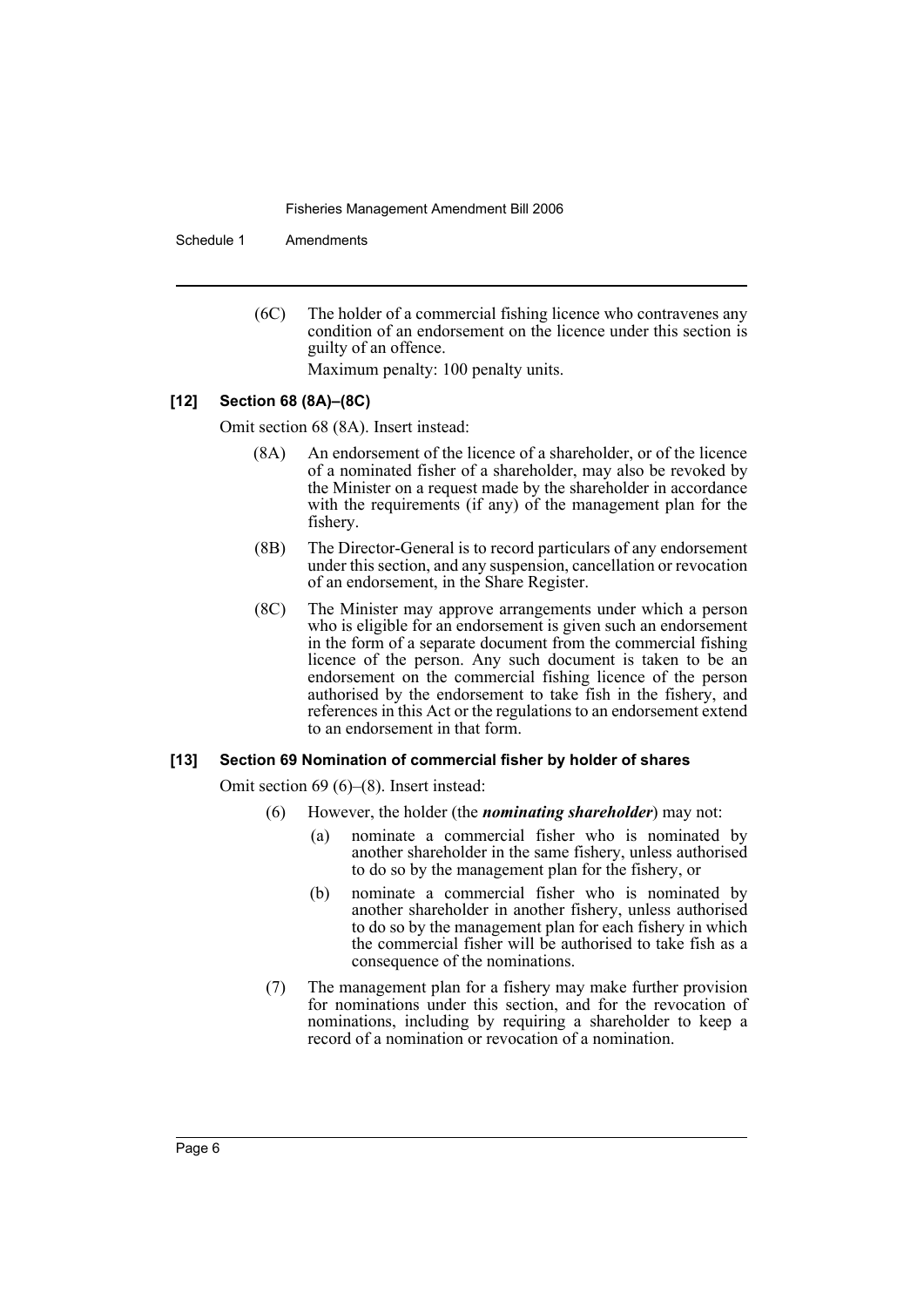(6C) The holder of a commercial fishing licence who contravenes any condition of an endorsement on the licence under this section is guilty of an offence.

Maximum penalty: 100 penalty units.

### [12] Section 68 (8A)–(8C)

Omit section 68 (8A). Insert instead:

(8A) An endorsement of the licence of a shareholder, or of the licence of a nominated fisher of a shareholder, may also be revoked by the Minister on a request made by the shareholder in accordance with the requirements (if any) of the management plan for the fishery.

(8B) The Director-General is to record particulars of any endorsement under this section, and any suspension, cancellation or revocation of an endorsement, in the Share Register.

(8C) The Minister may approve arrangements under which a person who is eligible for an endorsement is given such an endorsement in the form of a separate document from the commercial fishing licence of the person. Any such document is taken to be an endorsement on the commercial fishing licence of the person authorised by the endorsement to take fish in the fishery, and references in this Act or the regulations to an endorsement extend to an endorsement in that form.

### [13] Section 69 Nomination of commercial fisher by holder of shares

Omit section 69 (6)–(8). Insert instead:

(6) However, the holder (the ***nominating shareholder***) may not:

(a) nominate a commercial fisher who is nominated by another shareholder in the same fishery, unless authorised to do so by the management plan for the fishery, or

(b) nominate a commercial fisher who is nominated by another shareholder in another fishery, unless authorised to do so by the management plan for each fishery in which the commercial fisher will be authorised to take fish as a consequence of the nominations.

(7) The management plan for a fishery may make further provision for nominations under this section, and for the revocation of nominations, including by requiring a shareholder to keep a record of a nomination or revocation of a nomination.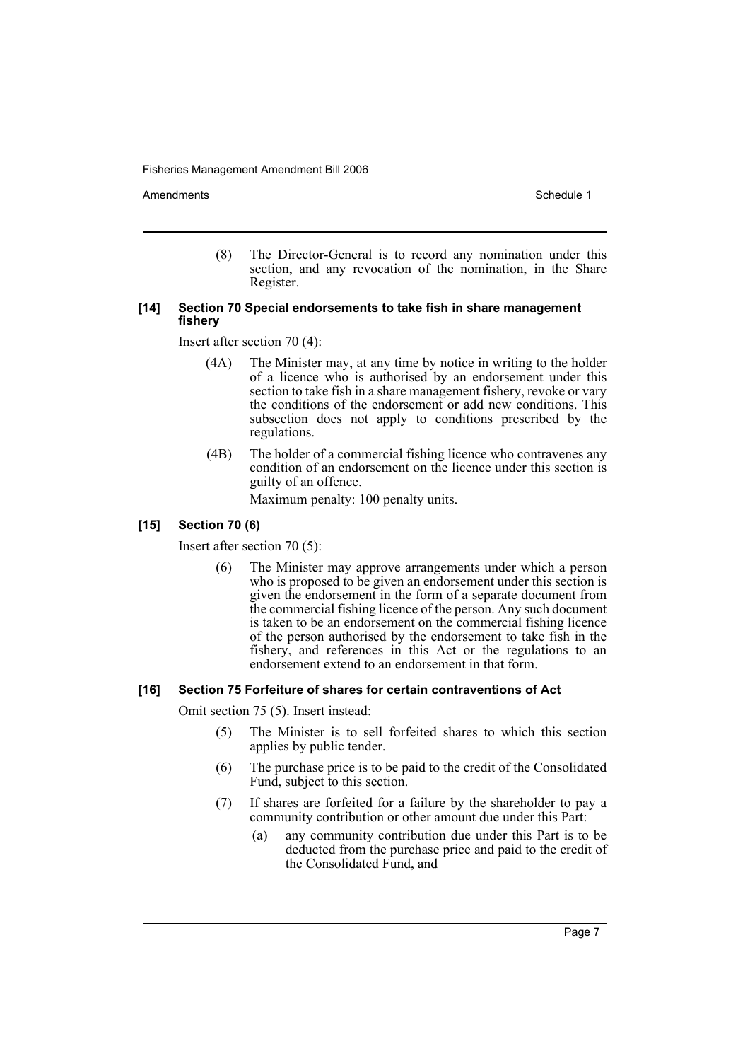(8) The Director-General is to record any nomination under this section, and any revocation of the nomination, in the Share Register.

#### [14] Section 70 Special endorsements to take fish in share management fishery

Insert after section 70 (4):

(4A) The Minister may, at any time by notice in writing to the holder of a licence who is authorised by an endorsement under this section to take fish in a share management fishery, revoke or vary the conditions of the endorsement or add new conditions. This subsection does not apply to conditions prescribed by the regulations.

(4B) The holder of a commercial fishing licence who contravenes any condition of an endorsement on the licence under this section is guilty of an offence.

Maximum penalty: 100 penalty units.

#### [15] Section 70 (6)

Insert after section 70 (5):

(6) The Minister may approve arrangements under which a person who is proposed to be given an endorsement under this section is given the endorsement in the form of a separate document from the commercial fishing licence of the person. Any such document is taken to be an endorsement on the commercial fishing licence of the person authorised by the endorsement to take fish in the fishery, and references in this Act or the regulations to an endorsement extend to an endorsement in that form.

#### [16] Section 75 Forfeiture of shares for certain contraventions of Act

Omit section 75 (5). Insert instead:

(5) The Minister is to sell forfeited shares to which this section applies by public tender.

(6) The purchase price is to be paid to the credit of the Consolidated Fund, subject to this section.

(7) If shares are forfeited for a failure by the shareholder to pay a community contribution or other amount due under this Part:

(a) any community contribution due under this Part is to be deducted from the purchase price and paid to the credit of the Consolidated Fund, and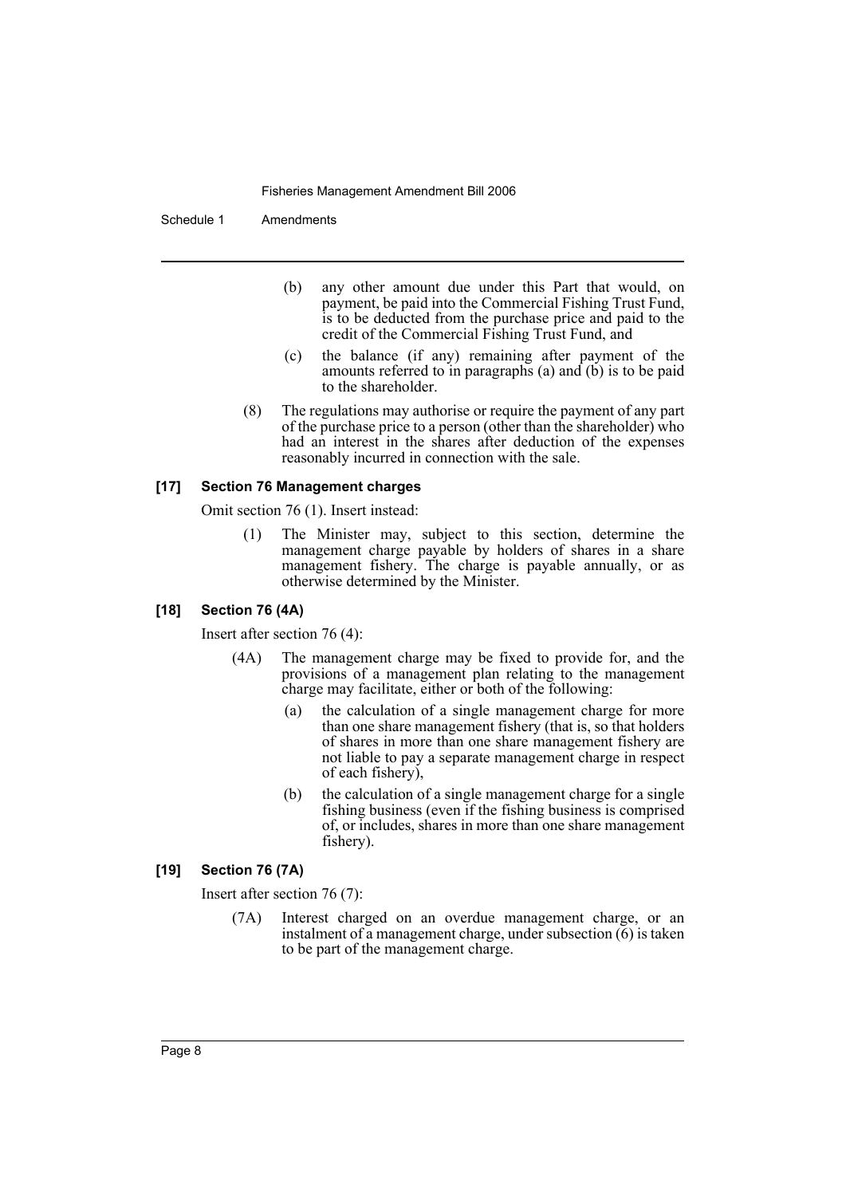(b) any other amount due under this Part that would, on payment, be paid into the Commercial Fishing Trust Fund, is to be deducted from the purchase price and paid to the credit of the Commercial Fishing Trust Fund, and

(c) the balance (if any) remaining after payment of the amounts referred to in paragraphs (a) and (b) is to be paid to the shareholder.

(8) The regulations may authorise or require the payment of any part of the purchase price to a person (other than the shareholder) who had an interest in the shares after deduction of the expenses reasonably incurred in connection with the sale.

### [17] Section 76 Management charges

Omit section 76 (1). Insert instead:

(1) The Minister may, subject to this section, determine the management charge payable by holders of shares in a share management fishery. The charge is payable annually, or as otherwise determined by the Minister.

### [18] Section 76 (4A)

Insert after section 76 (4):

(4A) The management charge may be fixed to provide for, and the provisions of a management plan relating to the management charge may facilitate, either or both of the following:

(a) the calculation of a single management charge for more than one share management fishery (that is, so that holders of shares in more than one share management fishery are not liable to pay a separate management charge in respect of each fishery),

(b) the calculation of a single management charge for a single fishing business (even if the fishing business is comprised of, or includes, shares in more than one share management fishery).

### [19] Section 76 (7A)

Insert after section 76 (7):

(7A) Interest charged on an overdue management charge, or an instalment of a management charge, under subsection (6) is taken to be part of the management charge.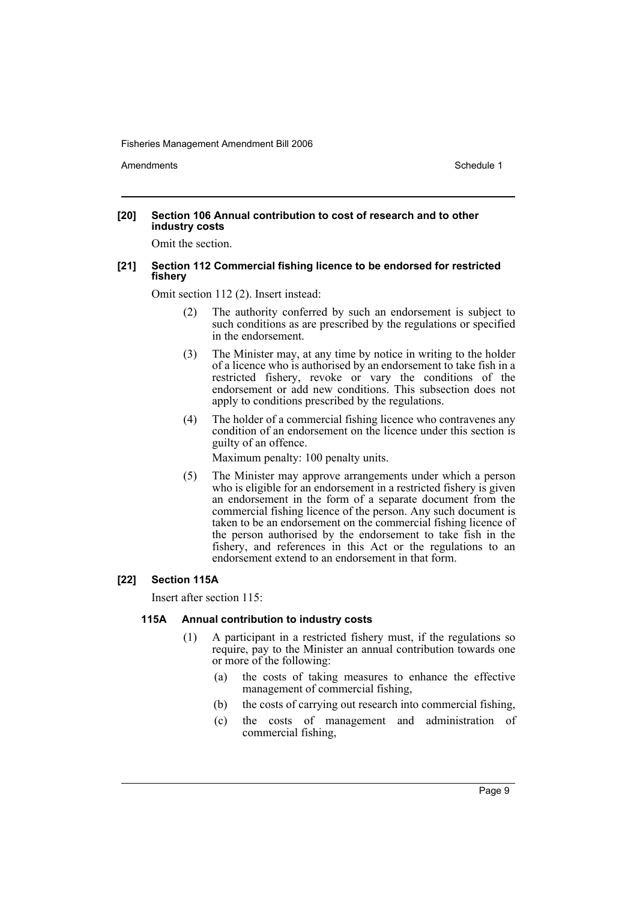#### [20] Section 106 Annual contribution to cost of research and to other industry costs

Omit the section.

#### [21] Section 112 Commercial fishing licence to be endorsed for restricted fishery

Omit section 112 (2). Insert instead:

> (2) The authority conferred by such an endorsement is subject to such conditions as are prescribed by the regulations or specified in the endorsement.
>
> (3) The Minister may, at any time by notice in writing to the holder of a licence who is authorised by an endorsement to take fish in a restricted fishery, revoke or vary the conditions of the endorsement or add new conditions. This subsection does not apply to conditions prescribed by the regulations.
>
> (4) The holder of a commercial fishing licence who contravenes any condition of an endorsement on the licence under this section is guilty of an offence.
>
> Maximum penalty: 100 penalty units.
>
> (5) The Minister may approve arrangements under which a person who is eligible for an endorsement in a restricted fishery is given an endorsement in the form of a separate document from the commercial fishing licence of the person. Any such document is taken to be an endorsement on the commercial fishing licence of the person authorised by the endorsement to take fish in the fishery, and references in this Act or the regulations to an endorsement extend to an endorsement in that form.

#### [22] Section 115A

Insert after section 115:

> **115A Annual contribution to industry costs**
>
> (1) A participant in a restricted fishery must, if the regulations so require, pay to the Minister an annual contribution towards one or more of the following:
>
> (a) the costs of taking measures to enhance the effective management of commercial fishing,
>
> (b) the costs of carrying out research into commercial fishing,
>
> (c) the costs of management and administration of commercial fishing,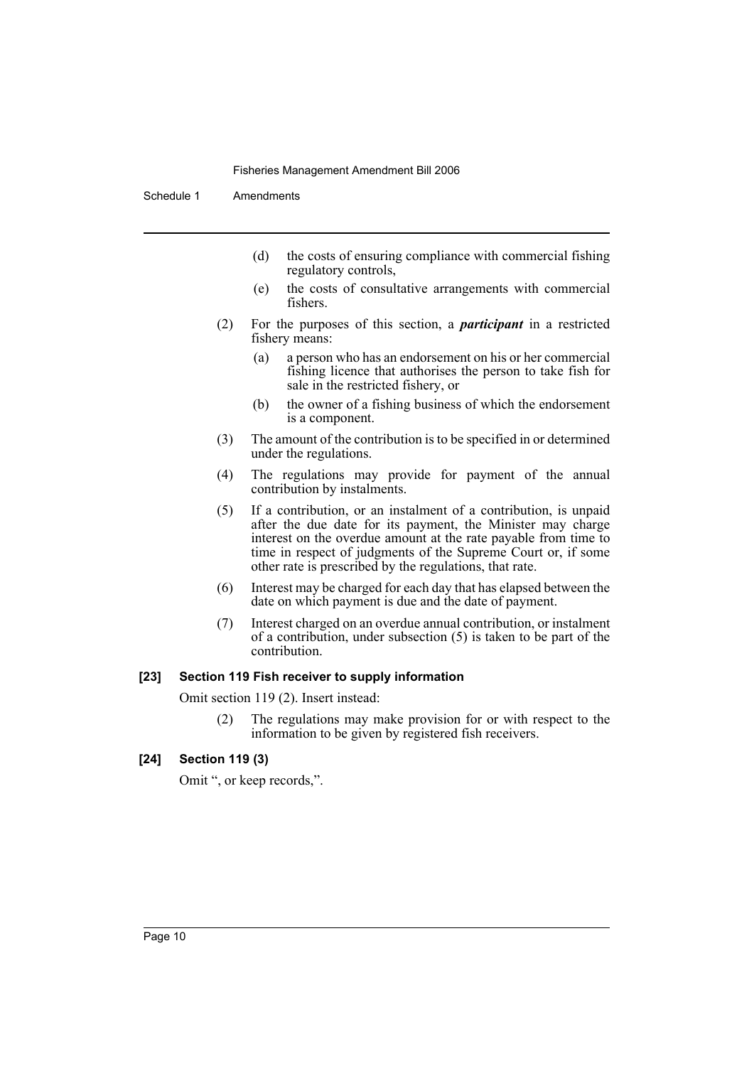(d) the costs of ensuring compliance with commercial fishing regulatory controls,

(e) the costs of consultative arrangements with commercial fishers.

(2) For the purposes of this section, a ***participant*** in a restricted fishery means:

(a) a person who has an endorsement on his or her commercial fishing licence that authorises the person to take fish for sale in the restricted fishery, or

(b) the owner of a fishing business of which the endorsement is a component.

(3) The amount of the contribution is to be specified in or determined under the regulations.

(4) The regulations may provide for payment of the annual contribution by instalments.

(5) If a contribution, or an instalment of a contribution, is unpaid after the due date for its payment, the Minister may charge interest on the overdue amount at the rate payable from time to time in respect of judgments of the Supreme Court or, if some other rate is prescribed by the regulations, that rate.

(6) Interest may be charged for each day that has elapsed between the date on which payment is due and the date of payment.

(7) Interest charged on an overdue annual contribution, or instalment of a contribution, under subsection (5) is taken to be part of the contribution.

**[23] Section 119 Fish receiver to supply information**

Omit section 119 (2). Insert instead:

(2) The regulations may make provision for or with respect to the information to be given by registered fish receivers.

**[24] Section 119 (3)**

Omit ", or keep records,".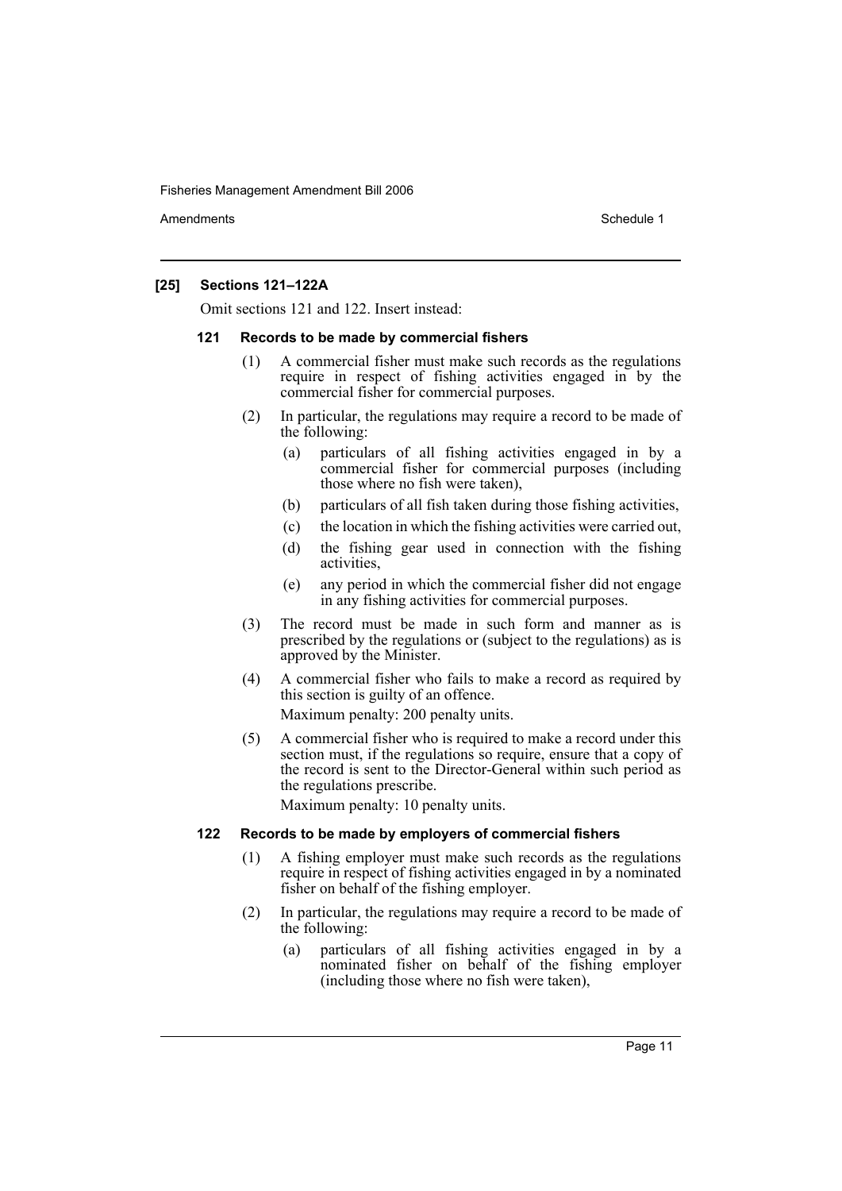### [25] Sections 121–122A

Omit sections 121 and 122. Insert instead:

#### 121 Records to be made by commercial fishers

(1) A commercial fisher must make such records as the regulations require in respect of fishing activities engaged in by the commercial fisher for commercial purposes.

(2) In particular, the regulations may require a record to be made of the following:

(a) particulars of all fishing activities engaged in by a commercial fisher for commercial purposes (including those where no fish were taken),

(b) particulars of all fish taken during those fishing activities,

(c) the location in which the fishing activities were carried out,

(d) the fishing gear used in connection with the fishing activities,

(e) any period in which the commercial fisher did not engage in any fishing activities for commercial purposes.

(3) The record must be made in such form and manner as is prescribed by the regulations or (subject to the regulations) as is approved by the Minister.

(4) A commercial fisher who fails to make a record as required by this section is guilty of an offence.

Maximum penalty: 200 penalty units.

(5) A commercial fisher who is required to make a record under this section must, if the regulations so require, ensure that a copy of the record is sent to the Director-General within such period as the regulations prescribe.

Maximum penalty: 10 penalty units.

#### 122 Records to be made by employers of commercial fishers

(1) A fishing employer must make such records as the regulations require in respect of fishing activities engaged in by a nominated fisher on behalf of the fishing employer.

(2) In particular, the regulations may require a record to be made of the following:

(a) particulars of all fishing activities engaged in by a nominated fisher on behalf of the fishing employer (including those where no fish were taken),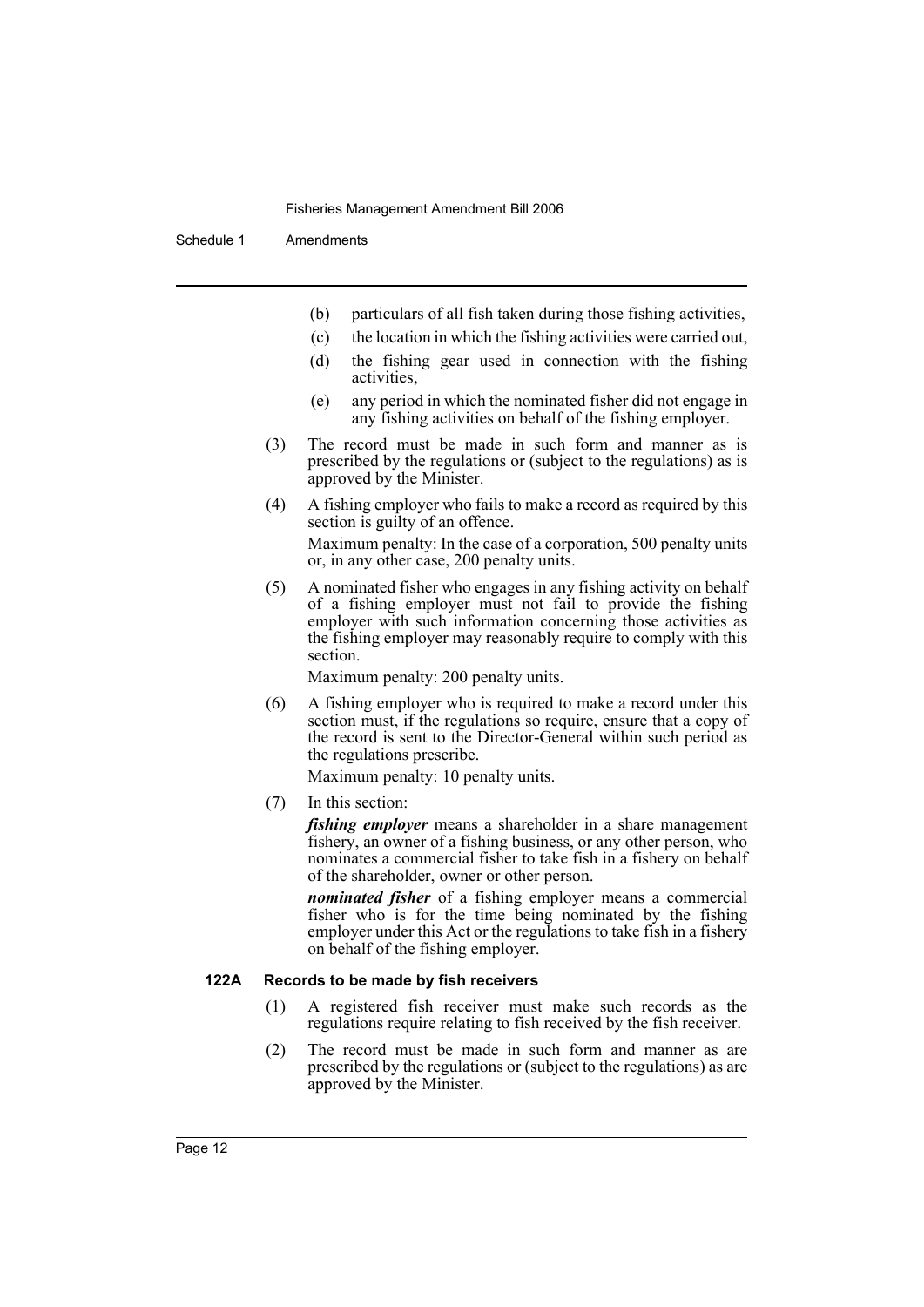(b) particulars of all fish taken during those fishing activities,

(c) the location in which the fishing activities were carried out,

(d) the fishing gear used in connection with the fishing activities,

(e) any period in which the nominated fisher did not engage in any fishing activities on behalf of the fishing employer.

(3) The record must be made in such form and manner as is prescribed by the regulations or (subject to the regulations) as is approved by the Minister.

(4) A fishing employer who fails to make a record as required by this section is guilty of an offence.

Maximum penalty: In the case of a corporation, 500 penalty units or, in any other case, 200 penalty units.

(5) A nominated fisher who engages in any fishing activity on behalf of a fishing employer must not fail to provide the fishing employer with such information concerning those activities as the fishing employer may reasonably require to comply with this section.

Maximum penalty: 200 penalty units.

(6) A fishing employer who is required to make a record under this section must, if the regulations so require, ensure that a copy of the record is sent to the Director-General within such period as the regulations prescribe.

Maximum penalty: 10 penalty units.

(7) In this section:

***fishing employer*** means a shareholder in a share management fishery, an owner of a fishing business, or any other person, who nominates a commercial fisher to take fish in a fishery on behalf of the shareholder, owner or other person.

***nominated fisher*** of a fishing employer means a commercial fisher who is for the time being nominated by the fishing employer under this Act or the regulations to take fish in a fishery on behalf of the fishing employer.

**122A Records to be made by fish receivers**

(1) A registered fish receiver must make such records as the regulations require relating to fish received by the fish receiver.

(2) The record must be made in such form and manner as are prescribed by the regulations or (subject to the regulations) as are approved by the Minister.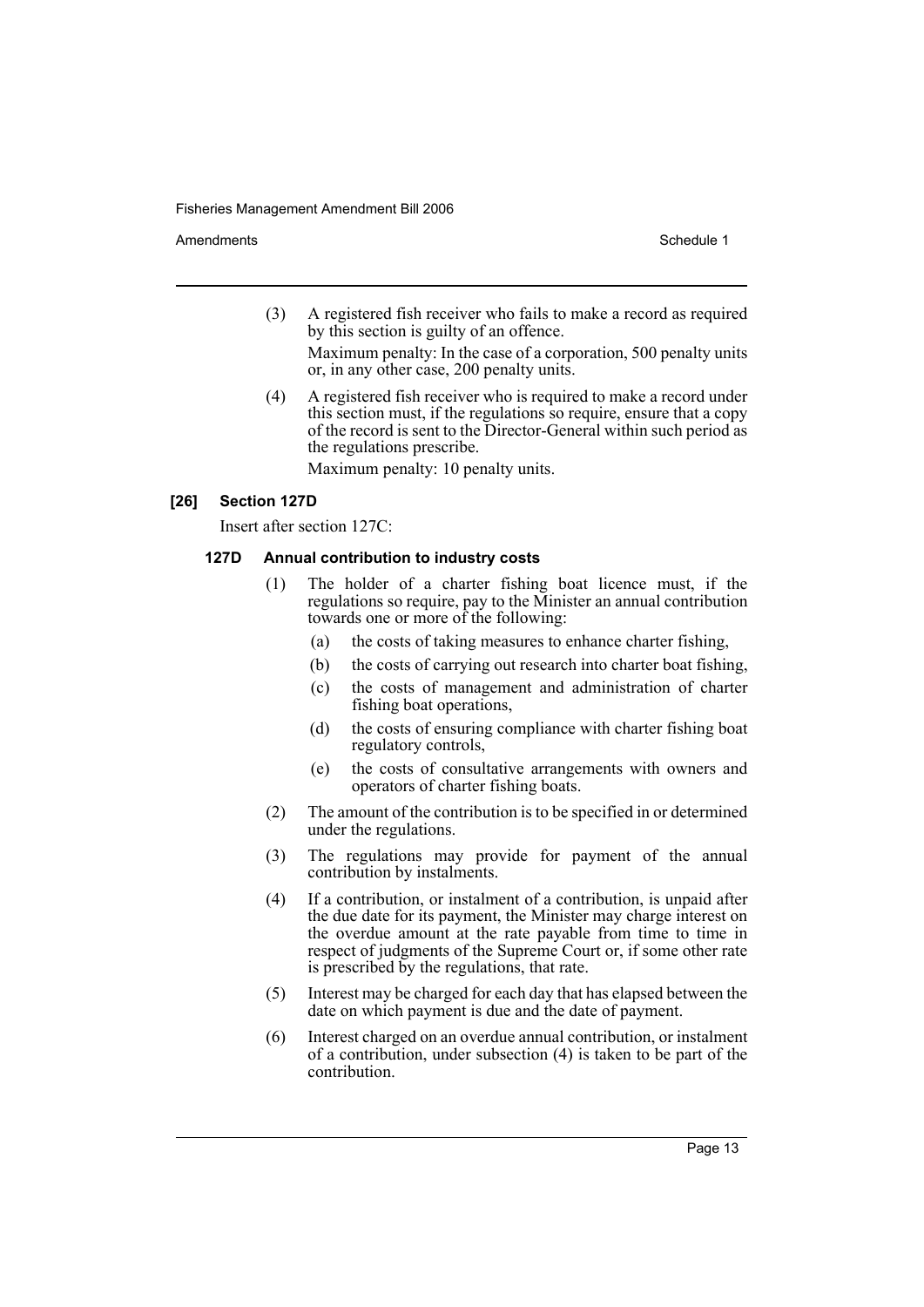(3) A registered fish receiver who fails to make a record as required by this section is guilty of an offence.

Maximum penalty: In the case of a corporation, 500 penalty units or, in any other case, 200 penalty units.

(4) A registered fish receiver who is required to make a record under this section must, if the regulations so require, ensure that a copy of the record is sent to the Director-General within such period as the regulations prescribe.

Maximum penalty: 10 penalty units.

### [26] Section 127D

Insert after section 127C:

#### 127D Annual contribution to industry costs

(1) The holder of a charter fishing boat licence must, if the regulations so require, pay to the Minister an annual contribution towards one or more of the following:

- (a) the costs of taking measures to enhance charter fishing,
- (b) the costs of carrying out research into charter boat fishing,
- (c) the costs of management and administration of charter fishing boat operations,
- (d) the costs of ensuring compliance with charter fishing boat regulatory controls,
- (e) the costs of consultative arrangements with owners and operators of charter fishing boats.

(2) The amount of the contribution is to be specified in or determined under the regulations.

(3) The regulations may provide for payment of the annual contribution by instalments.

(4) If a contribution, or instalment of a contribution, is unpaid after the due date for its payment, the Minister may charge interest on the overdue amount at the rate payable from time to time in respect of judgments of the Supreme Court or, if some other rate is prescribed by the regulations, that rate.

(5) Interest may be charged for each day that has elapsed between the date on which payment is due and the date of payment.

(6) Interest charged on an overdue annual contribution, or instalment of a contribution, under subsection (4) is taken to be part of the contribution.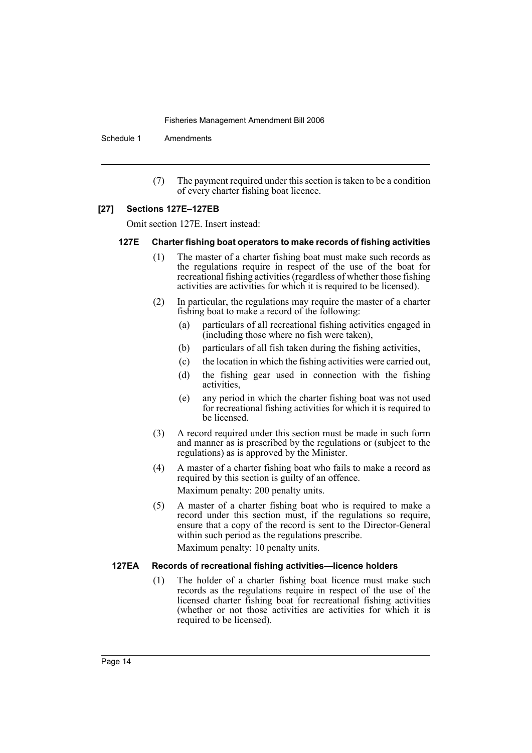(7) The payment required under this section is taken to be a condition of every charter fishing boat licence.

### [27] Sections 127E–127EB

Omit section 127E. Insert instead:

#### 127E Charter fishing boat operators to make records of fishing activities

(1) The master of a charter fishing boat must make such records as the regulations require in respect of the use of the boat for recreational fishing activities (regardless of whether those fishing activities are activities for which it is required to be licensed).

(2) In particular, the regulations may require the master of a charter fishing boat to make a record of the following:

(a) particulars of all recreational fishing activities engaged in (including those where no fish were taken),

(b) particulars of all fish taken during the fishing activities,

(c) the location in which the fishing activities were carried out,

(d) the fishing gear used in connection with the fishing activities,

(e) any period in which the charter fishing boat was not used for recreational fishing activities for which it is required to be licensed.

(3) A record required under this section must be made in such form and manner as is prescribed by the regulations or (subject to the regulations) as is approved by the Minister.

(4) A master of a charter fishing boat who fails to make a record as required by this section is guilty of an offence.

Maximum penalty: 200 penalty units.

(5) A master of a charter fishing boat who is required to make a record under this section must, if the regulations so require, ensure that a copy of the record is sent to the Director-General within such period as the regulations prescribe.

Maximum penalty: 10 penalty units.

#### 127EA Records of recreational fishing activities—licence holders

(1) The holder of a charter fishing boat licence must make such records as the regulations require in respect of the use of the licensed charter fishing boat for recreational fishing activities (whether or not those activities are activities for which it is required to be licensed).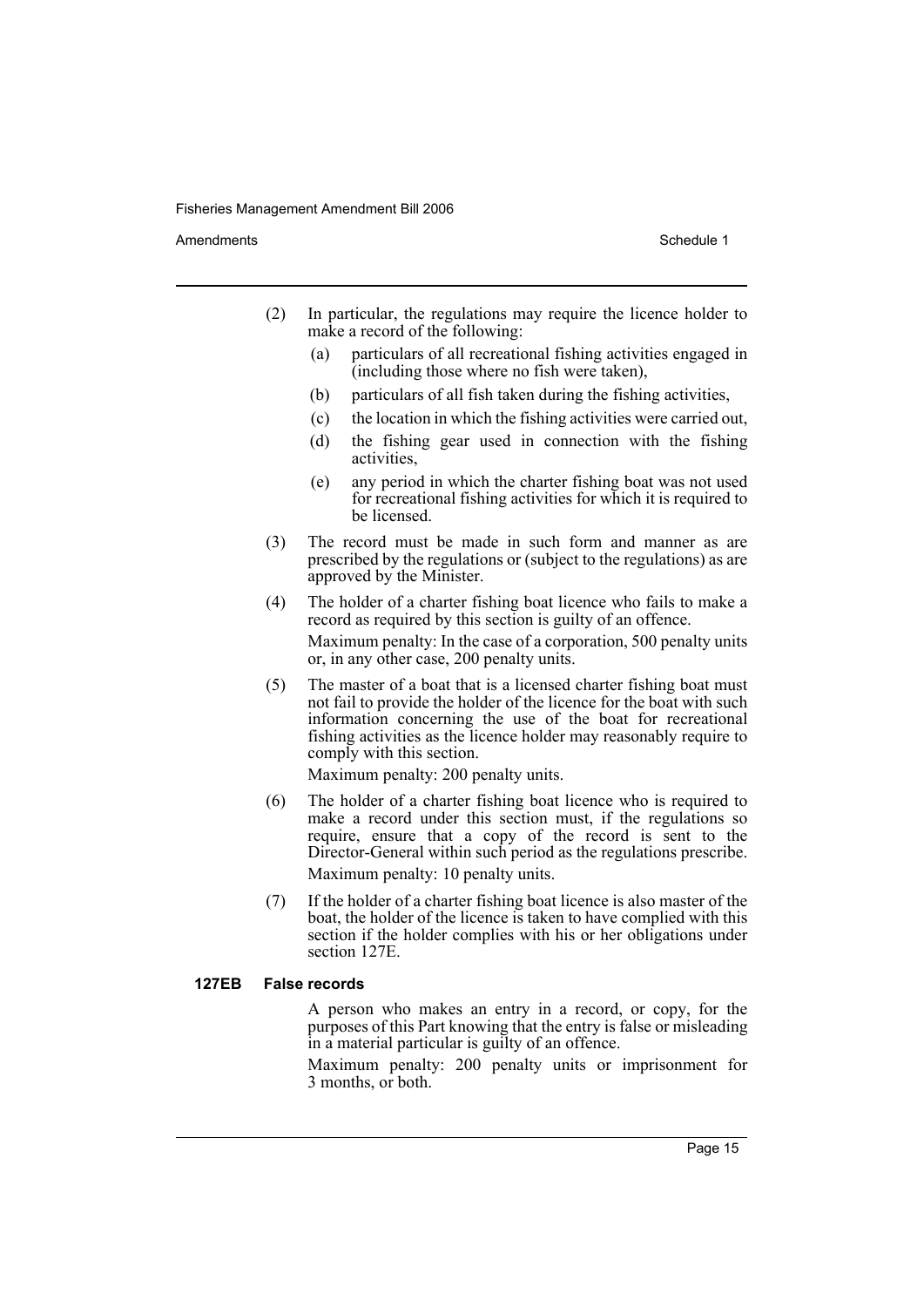(2) In particular, the regulations may require the licence holder to make a record of the following:

(a) particulars of all recreational fishing activities engaged in (including those where no fish were taken),

(b) particulars of all fish taken during the fishing activities,

(c) the location in which the fishing activities were carried out,

(d) the fishing gear used in connection with the fishing activities,

(e) any period in which the charter fishing boat was not used for recreational fishing activities for which it is required to be licensed.

(3) The record must be made in such form and manner as are prescribed by the regulations or (subject to the regulations) as are approved by the Minister.

(4) The holder of a charter fishing boat licence who fails to make a record as required by this section is guilty of an offence.

Maximum penalty: In the case of a corporation, 500 penalty units or, in any other case, 200 penalty units.

(5) The master of a boat that is a licensed charter fishing boat must not fail to provide the holder of the licence for the boat with such information concerning the use of the boat for recreational fishing activities as the licence holder may reasonably require to comply with this section.

Maximum penalty: 200 penalty units.

(6) The holder of a charter fishing boat licence who is required to make a record under this section must, if the regulations so require, ensure that a copy of the record is sent to the Director-General within such period as the regulations prescribe.

Maximum penalty: 10 penalty units.

(7) If the holder of a charter fishing boat licence is also master of the boat, the holder of the licence is taken to have complied with this section if the holder complies with his or her obligations under section 127E.

**127EB False records**

A person who makes an entry in a record, or copy, for the purposes of this Part knowing that the entry is false or misleading in a material particular is guilty of an offence.

Maximum penalty: 200 penalty units or imprisonment for 3 months, or both.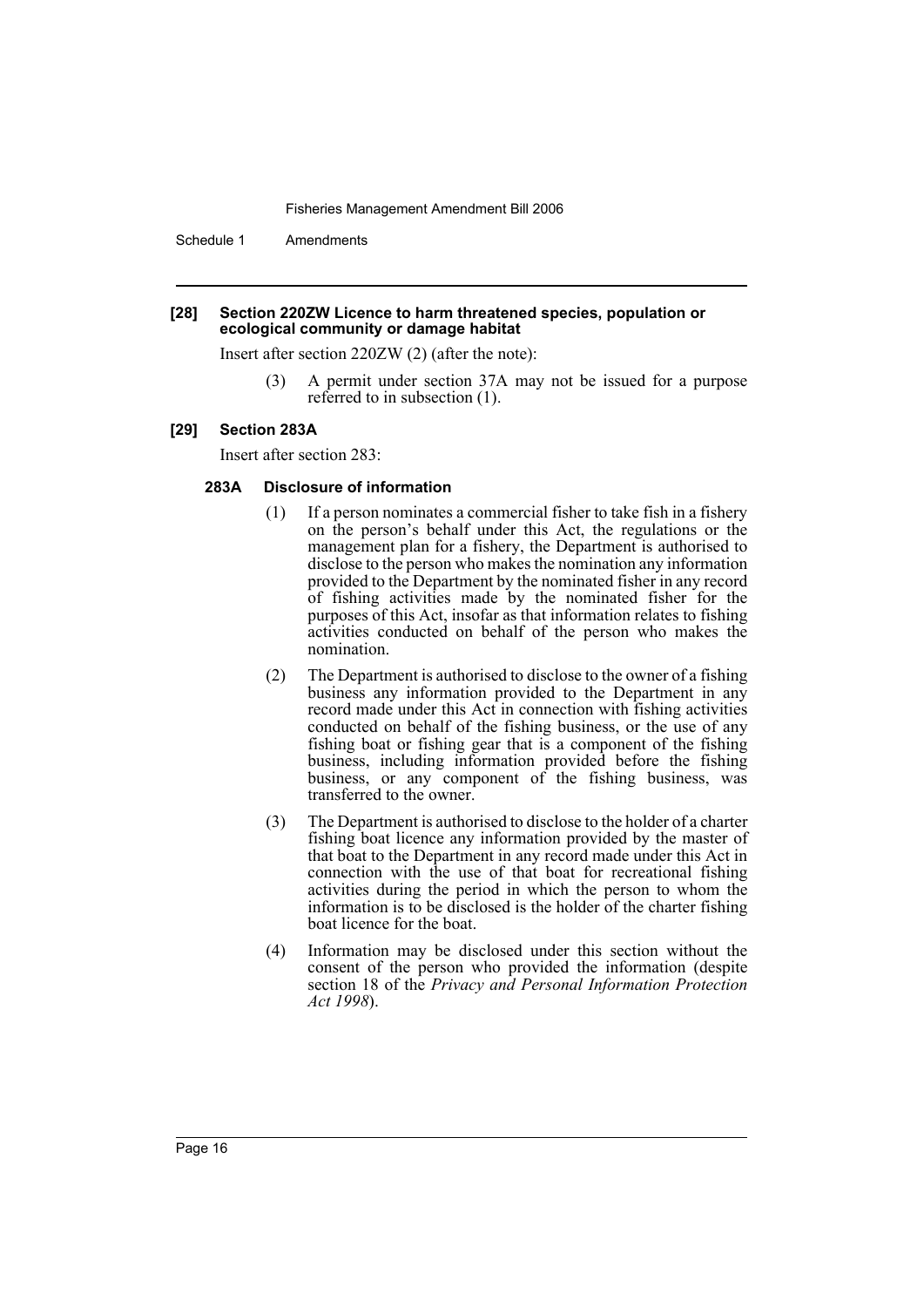**[28] Section 220ZW Licence to harm threatened species, population or ecological community or damage habitat**

Insert after section 220ZW (2) (after the note):

> (3) A permit under section 37A may not be issued for a purpose referred to in subsection (1).

**[29] Section 283A**

Insert after section 283:

**283A Disclosure of information**

(1) If a person nominates a commercial fisher to take fish in a fishery on the person's behalf under this Act, the regulations or the management plan for a fishery, the Department is authorised to disclose to the person who makes the nomination any information provided to the Department by the nominated fisher in any record of fishing activities made by the nominated fisher for the purposes of this Act, insofar as that information relates to fishing activities conducted on behalf of the person who makes the nomination.

(2) The Department is authorised to disclose to the owner of a fishing business any information provided to the Department in any record made under this Act in connection with fishing activities conducted on behalf of the fishing business, or the use of any fishing boat or fishing gear that is a component of the fishing business, including information provided before the fishing business, or any component of the fishing business, was transferred to the owner.

(3) The Department is authorised to disclose to the holder of a charter fishing boat licence any information provided by the master of that boat to the Department in any record made under this Act in connection with the use of that boat for recreational fishing activities during the period in which the person to whom the information is to be disclosed is the holder of the charter fishing boat licence for the boat.

(4) Information may be disclosed under this section without the consent of the person who provided the information (despite section 18 of the *Privacy and Personal Information Protection Act 1998*).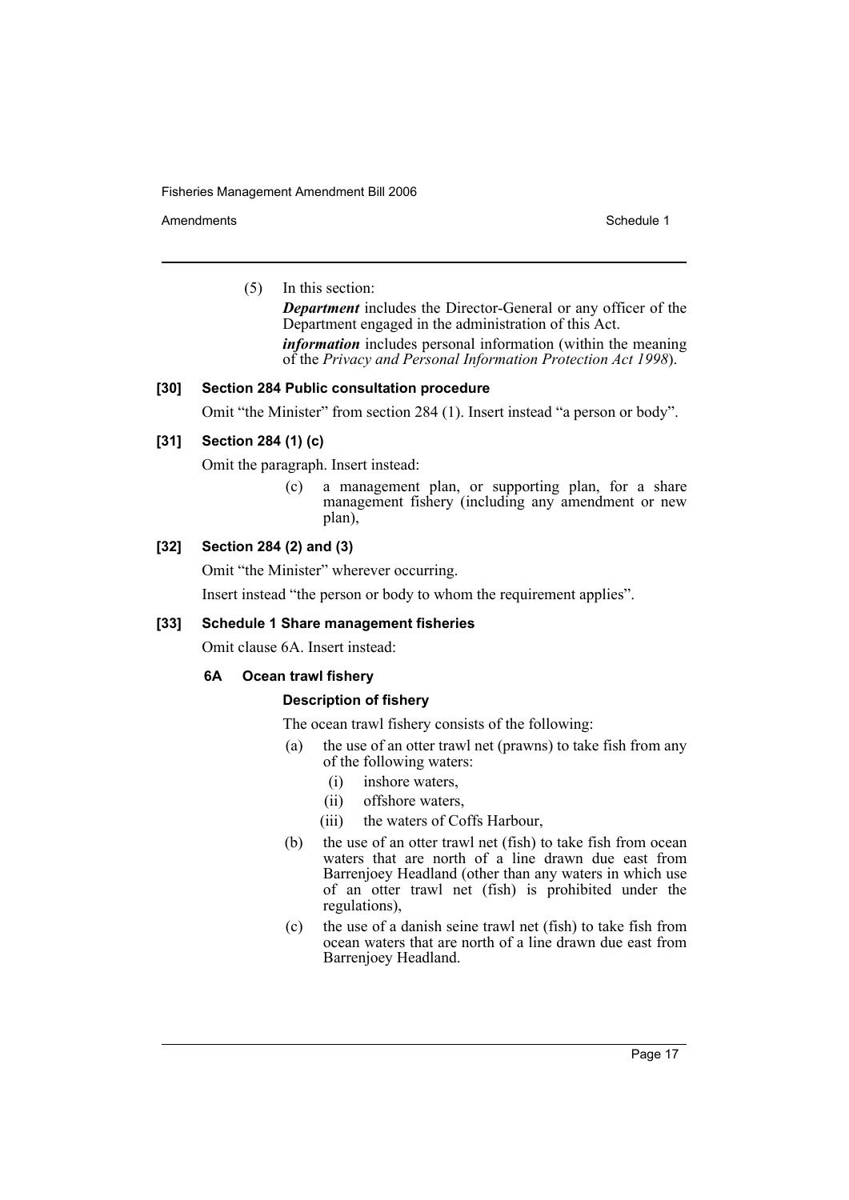(5) In this section:

***Department*** includes the Director-General or any officer of the Department engaged in the administration of this Act.

***information*** includes personal information (within the meaning of the *Privacy and Personal Information Protection Act 1998*).

### [30] Section 284 Public consultation procedure

Omit "the Minister" from section 284 (1). Insert instead "a person or body".

### [31] Section 284 (1) (c)

Omit the paragraph. Insert instead:

(c) a management plan, or supporting plan, for a share management fishery (including any amendment or new plan),

### [32] Section 284 (2) and (3)

Omit "the Minister" wherever occurring.

Insert instead "the person or body to whom the requirement applies".

### [33] Schedule 1 Share management fisheries

Omit clause 6A. Insert instead:

#### 6A Ocean trawl fishery

**Description of fishery**

The ocean trawl fishery consists of the following:

(a) the use of an otter trawl net (prawns) to take fish from any of the following waters:

(i) inshore waters,

(ii) offshore waters,

(iii) the waters of Coffs Harbour,

(b) the use of an otter trawl net (fish) to take fish from ocean waters that are north of a line drawn due east from Barrenjoey Headland (other than any waters in which use of an otter trawl net (fish) is prohibited under the regulations),

(c) the use of a danish seine trawl net (fish) to take fish from ocean waters that are north of a line drawn due east from Barrenjoey Headland.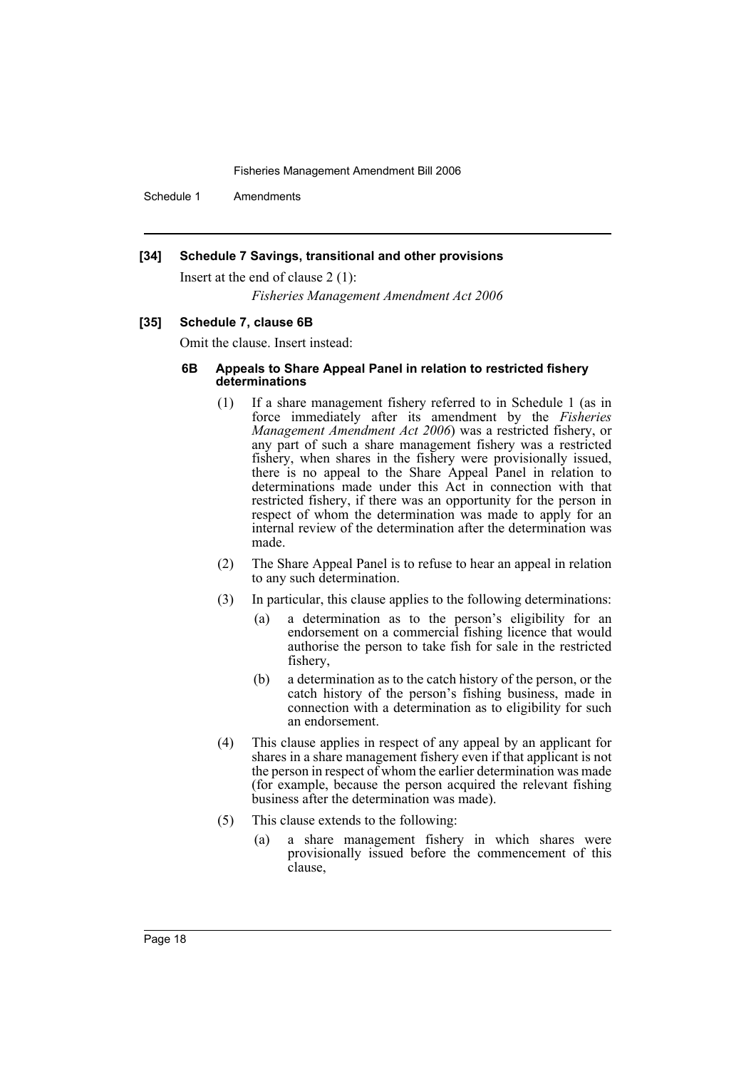**[34] Schedule 7 Savings, transitional and other provisions**

Insert at the end of clause 2 (1):

*Fisheries Management Amendment Act 2006*

**[35] Schedule 7, clause 6B**

Omit the clause. Insert instead:

**6B Appeals to Share Appeal Panel in relation to restricted fishery determinations**

(1) If a share management fishery referred to in Schedule 1 (as in force immediately after its amendment by the *Fisheries Management Amendment Act 2006*) was a restricted fishery, or any part of such a share management fishery was a restricted fishery, when shares in the fishery were provisionally issued, there is no appeal to the Share Appeal Panel in relation to determinations made under this Act in connection with that restricted fishery, if there was an opportunity for the person in respect of whom the determination was made to apply for an internal review of the determination after the determination was made.

(2) The Share Appeal Panel is to refuse to hear an appeal in relation to any such determination.

(3) In particular, this clause applies to the following determinations:

- (a) a determination as to the person's eligibility for an endorsement on a commercial fishing licence that would authorise the person to take fish for sale in the restricted fishery,
- (b) a determination as to the catch history of the person, or the catch history of the person's fishing business, made in connection with a determination as to eligibility for such an endorsement.

(4) This clause applies in respect of any appeal by an applicant for shares in a share management fishery even if that applicant is not the person in respect of whom the earlier determination was made (for example, because the person acquired the relevant fishing business after the determination was made).

(5) This clause extends to the following:

- (a) a share management fishery in which shares were provisionally issued before the commencement of this clause,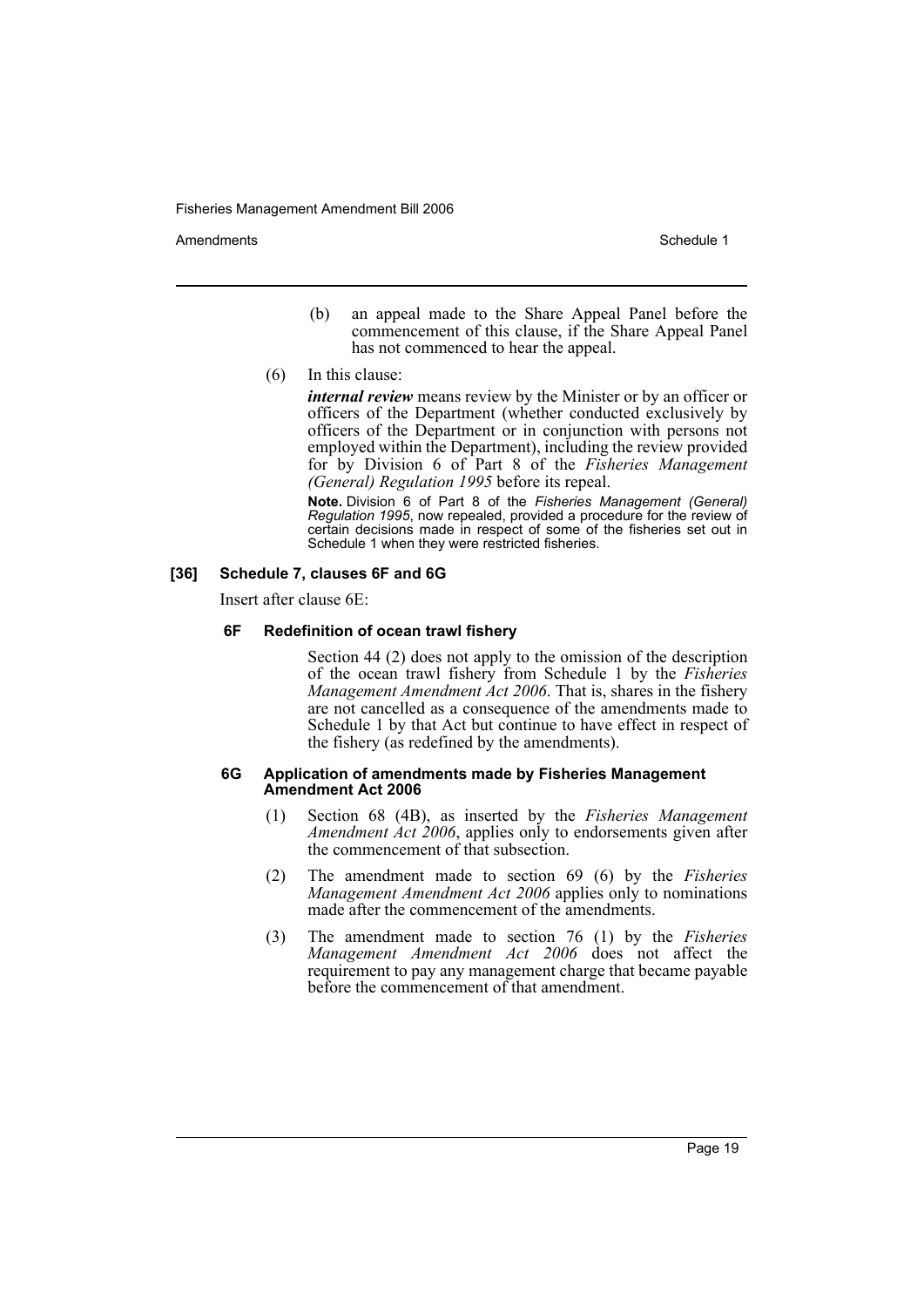(b) an appeal made to the Share Appeal Panel before the commencement of this clause, if the Share Appeal Panel has not commenced to hear the appeal.

(6) In this clause:

***internal review*** means review by the Minister or by an officer or officers of the Department (whether conducted exclusively by officers of the Department or in conjunction with persons not employed within the Department), including the review provided for by Division 6 of Part 8 of the *Fisheries Management (General) Regulation 1995* before its repeal.

**Note.** Division 6 of Part 8 of the *Fisheries Management (General) Regulation 1995*, now repealed, provided a procedure for the review of certain decisions made in respect of some of the fisheries set out in Schedule 1 when they were restricted fisheries.

### [36] Schedule 7, clauses 6F and 6G

Insert after clause 6E:

#### 6F Redefinition of ocean trawl fishery

Section 44 (2) does not apply to the omission of the description of the ocean trawl fishery from Schedule 1 by the *Fisheries Management Amendment Act 2006*. That is, shares in the fishery are not cancelled as a consequence of the amendments made to Schedule 1 by that Act but continue to have effect in respect of the fishery (as redefined by the amendments).

#### 6G Application of amendments made by Fisheries Management Amendment Act 2006

(1) Section 68 (4B), as inserted by the *Fisheries Management Amendment Act 2006*, applies only to endorsements given after the commencement of that subsection.

(2) The amendment made to section 69 (6) by the *Fisheries Management Amendment Act 2006* applies only to nominations made after the commencement of the amendments.

(3) The amendment made to section 76 (1) by the *Fisheries Management Amendment Act 2006* does not affect the requirement to pay any management charge that became payable before the commencement of that amendment.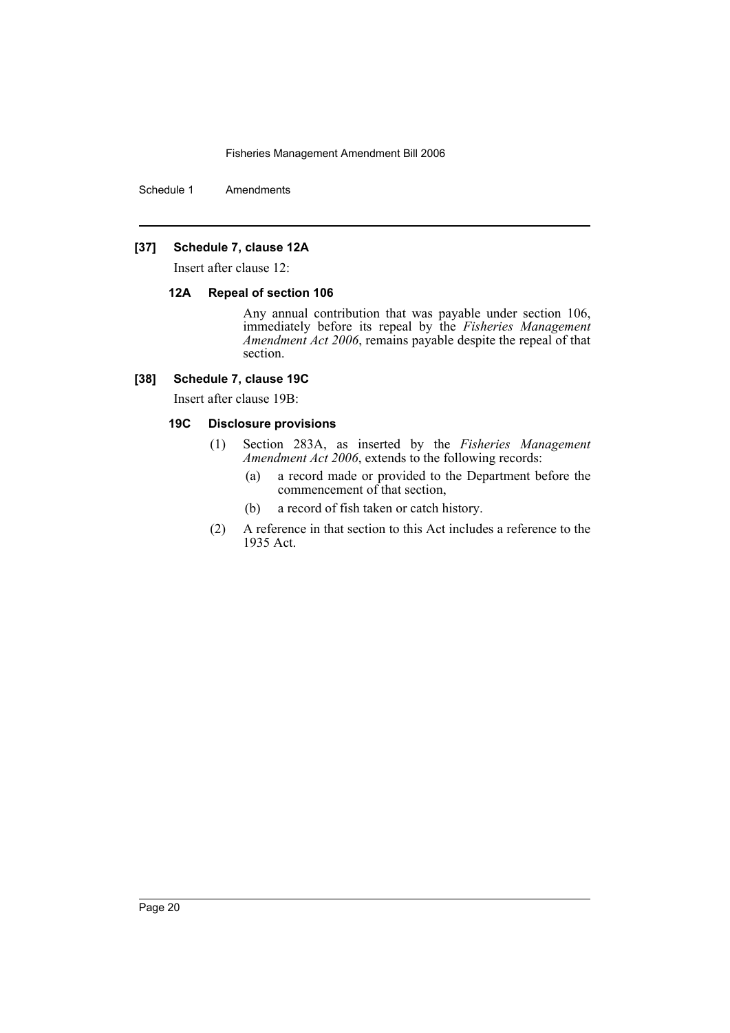#### [37] Schedule 7, clause 12A

Insert after clause 12:

##### 12A Repeal of section 106

Any annual contribution that was payable under section 106, immediately before its repeal by the *Fisheries Management Amendment Act 2006*, remains payable despite the repeal of that section.

#### [38] Schedule 7, clause 19C

Insert after clause 19B:

##### 19C Disclosure provisions

(1) Section 283A, as inserted by the *Fisheries Management Amendment Act 2006*, extends to the following records:

(a) a record made or provided to the Department before the commencement of that section,

(b) a record of fish taken or catch history.

(2) A reference in that section to this Act includes a reference to the 1935 Act.